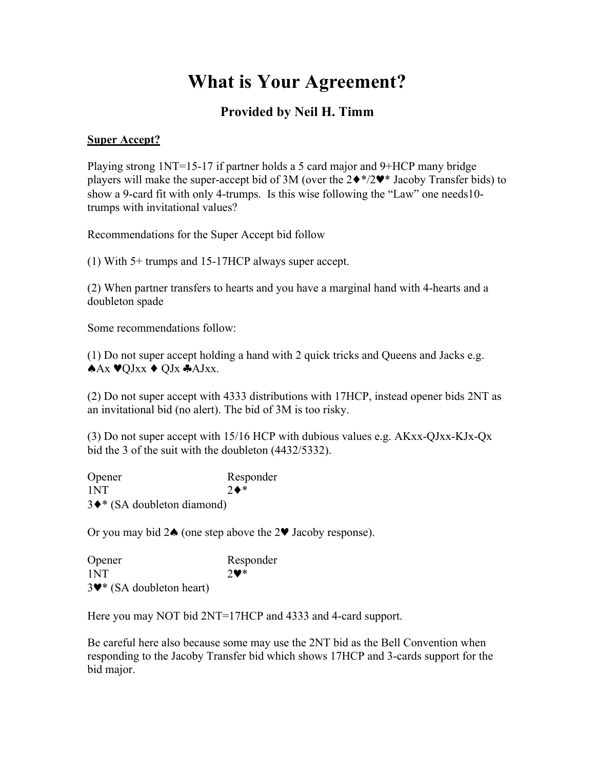# What is Your Agreement?

## Provided by Neil H. Timm

**Super Accept?**

Playing strong 1NT=15-17 if partner holds a 5 card major and 9+HCP many bridge players will make the super-accept bid of 3M (over the 2♦*/2♥* Jacoby Transfer bids) to show a 9-card fit with only 4-trumps. Is this wise following the "Law" one needs10-trumps with invitational values?

Recommendations for the Super Accept bid follow

(1) With 5+ trumps and 15-17HCP always super accept.

(2) When partner transfers to hearts and you have a marginal hand with 4-hearts and a doubleton spade

Some recommendations follow:

(1) Do not super accept holding a hand with 2 quick tricks and Queens and Jacks e.g. ♠Ax ♥QJxx ♦ QJx ♣AJxx.

(2) Do not super accept with 4333 distributions with 17HCP, instead opener bids 2NT as an invitational bid (no alert). The bid of 3M is too risky.

(3) Do not super accept with 15/16 HCP with dubious values e.g. AKxx-QJxx-KJx-Qx bid the 3 of the suit with the doubleton (4432/5332).

| Opener | Responder |
|---|---|
| 1NT | 2♦* |
| 3♦* (SA doubleton diamond) | |

Or you may bid 2♠ (one step above the 2♥ Jacoby response).

| Opener | Responder |
|---|---|
| 1NT | 2♥* |
| 3♥* (SA doubleton heart) | |

Here you may NOT bid 2NT=17HCP and 4333 and 4-card support.

Be careful here also because some may use the 2NT bid as the Bell Convention when responding to the Jacoby Transfer bid which shows 17HCP and 3-cards support for the bid major.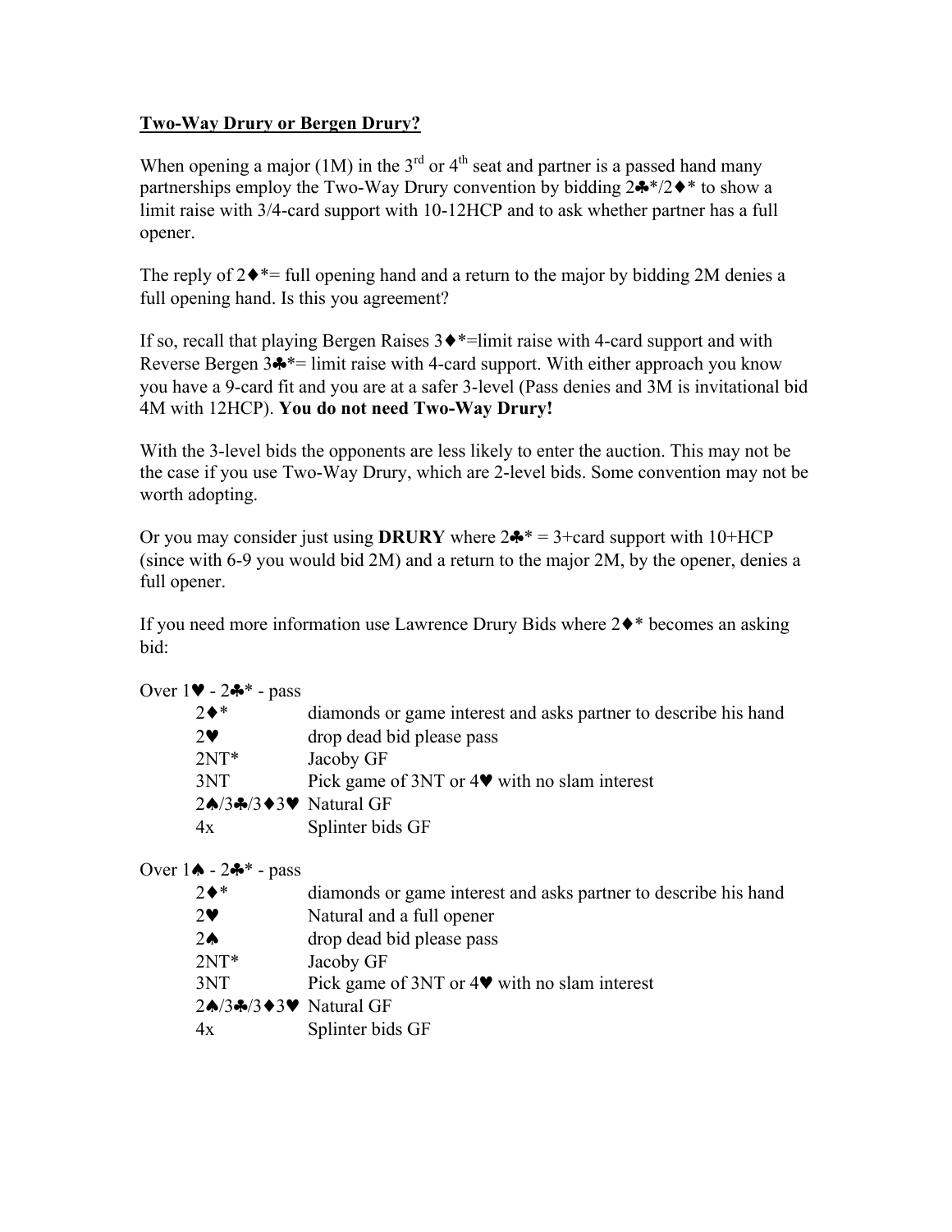**Two-Way Drury or Bergen Drury?**

When opening a major (1M) in the 3rd or 4th seat and partner is a passed hand many partnerships employ the Two-Way Drury convention by bidding 2♣*/2♦* to show a limit raise with 3/4-card support with 10-12HCP and to ask whether partner has a full opener.

The reply of 2♦*= full opening hand and a return to the major by bidding 2M denies a full opening hand. Is this you agreement?

If so, recall that playing Bergen Raises 3♦*=limit raise with 4-card support and with Reverse Bergen 3♣*= limit raise with 4-card support. With either approach you know you have a 9-card fit and you are at a safer 3-level (Pass denies and 3M is invitational bid 4M with 12HCP). **You do not need Two-Way Drury!**

With the 3-level bids the opponents are less likely to enter the auction. This may not be the case if you use Two-Way Drury, which are 2-level bids. Some convention may not be worth adopting.

Or you may consider just using **DRURY** where 2♣* = 3+card support with 10+HCP (since with 6-9 you would bid 2M) and a return to the major 2M, by the opener, denies a full opener.

If you need more information use Lawrence Drury Bids where 2♦* becomes an asking bid:

Over 1♥ - 2♣* - pass

| | |
|---|---|
| 2♦* | diamonds or game interest and asks partner to describe his hand |
| 2♥ | drop dead bid please pass |
| 2NT* | Jacoby GF |
| 3NT | Pick game of 3NT or 4♥ with no slam interest |
| 2♠/3♣/3♦3♥ | Natural GF |
| 4x | Splinter bids GF |

Over 1♠ - 2♣* - pass

| | |
|---|---|
| 2♦* | diamonds or game interest and asks partner to describe his hand |
| 2♥ | Natural and a full opener |
| 2♠ | drop dead bid please pass |
| 2NT* | Jacoby GF |
| 3NT | Pick game of 3NT or 4♥ with no slam interest |
| 2♠/3♣/3♦3♥ | Natural GF |
| 4x | Splinter bids GF |